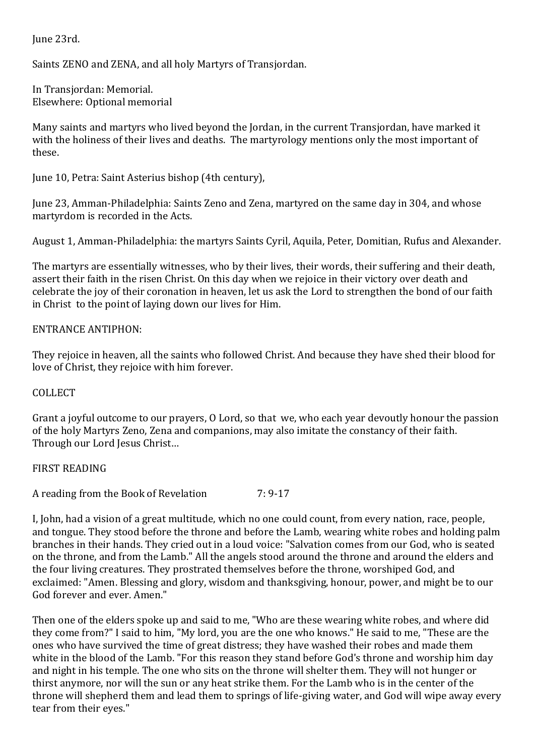June 23rd.

Saints ZENO and ZENA, and all holy Martyrs of Transjordan.

In Transjordan: Memorial.
Elsewhere: Optional memorial

Many saints and martyrs who lived beyond the Jordan, in the current Transjordan, have marked it with the holiness of their lives and deaths. The martyrology mentions only the most important of these.

June 10, Petra: Saint Asterius bishop (4th century),

June 23, Amman-Philadelphia: Saints Zeno and Zena, martyred on the same day in 304, and whose martyrdom is recorded in the Acts.

August 1, Amman-Philadelphia: the martyrs Saints Cyril, Aquila, Peter, Domitian, Rufus and Alexander.

The martyrs are essentially witnesses, who by their lives, their words, their suffering and their death, assert their faith in the risen Christ. On this day when we rejoice in their victory over death and celebrate the joy of their coronation in heaven, let us ask the Lord to strengthen the bond of our faith in Christ to the point of laying down our lives for Him.

ENTRANCE ANTIPHON:

They rejoice in heaven, all the saints who followed Christ. And because they have shed their blood for love of Christ, they rejoice with him forever.

COLLECT

Grant a joyful outcome to our prayers, O Lord, so that we, who each year devoutly honour the passion of the holy Martyrs Zeno, Zena and companions, may also imitate the constancy of their faith. Through our Lord Jesus Christ…

FIRST READING

A reading from the Book of Revelation 7: 9-17

I, John, had a vision of a great multitude, which no one could count, from every nation, race, people, and tongue. They stood before the throne and before the Lamb, wearing white robes and holding palm branches in their hands. They cried out in a loud voice: "Salvation comes from our God, who is seated on the throne, and from the Lamb." All the angels stood around the throne and around the elders and the four living creatures. They prostrated themselves before the throne, worshiped God, and exclaimed: "Amen. Blessing and glory, wisdom and thanksgiving, honour, power, and might be to our God forever and ever. Amen."

Then one of the elders spoke up and said to me, "Who are these wearing white robes, and where did they come from?" I said to him, "My lord, you are the one who knows." He said to me, "These are the ones who have survived the time of great distress; they have washed their robes and made them white in the blood of the Lamb. "For this reason they stand before God's throne and worship him day and night in his temple. The one who sits on the throne will shelter them. They will not hunger or thirst anymore, nor will the sun or any heat strike them. For the Lamb who is in the center of the throne will shepherd them and lead them to springs of life-giving water, and God will wipe away every tear from their eyes."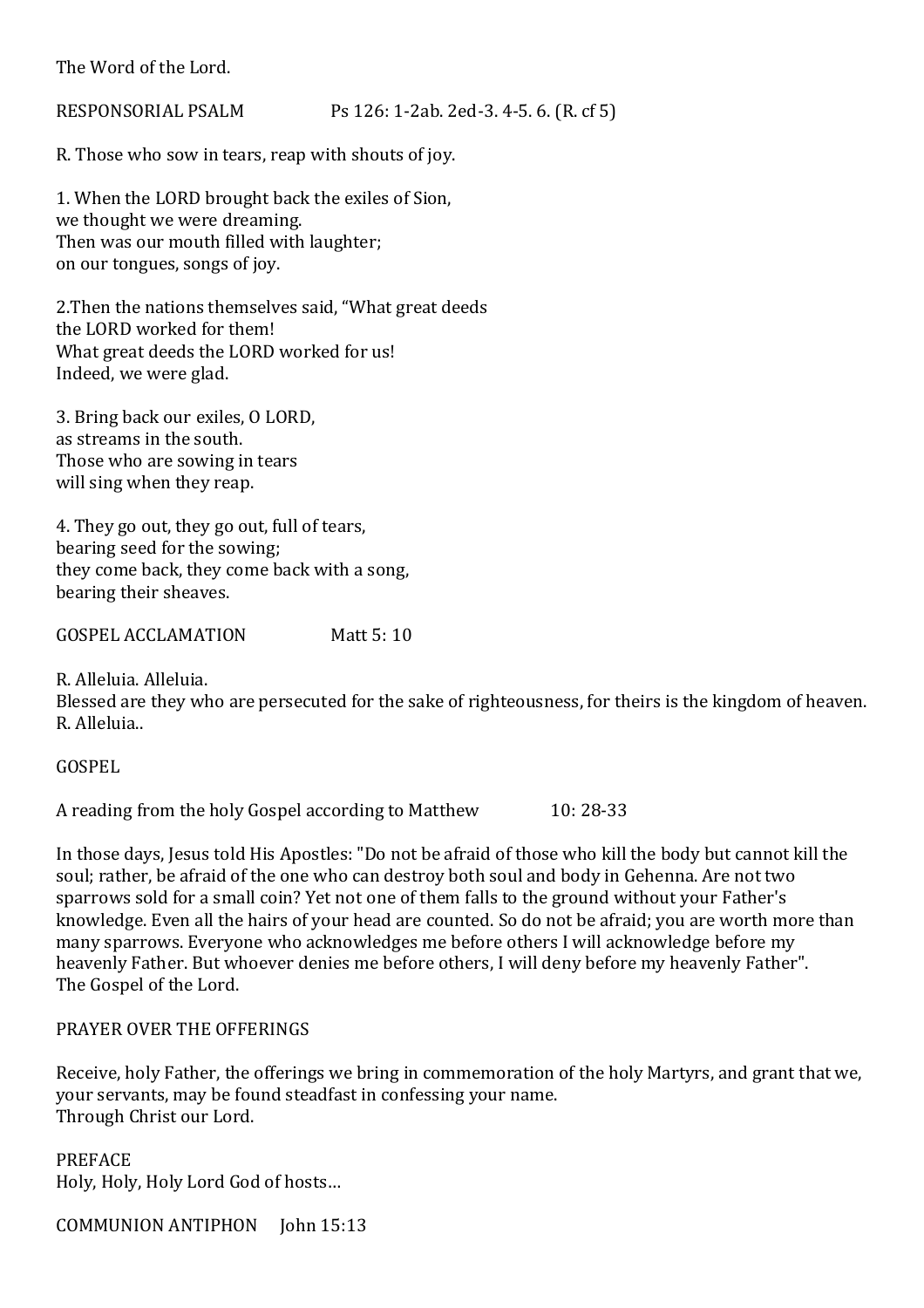The Word of the Lord.

RESPONSORIAL PSALM Ps 126: 1-2ab. 2ed-3. 4-5. 6. (R. cf 5)

R. Those who sow in tears, reap with shouts of joy.

1. When the LORD brought back the exiles of Sion,
we thought we were dreaming.
Then was our mouth filled with laughter;
on our tongues, songs of joy.

2.Then the nations themselves said, "What great deeds
the LORD worked for them!
What great deeds the LORD worked for us!
Indeed, we were glad.

3. Bring back our exiles, O LORD,
as streams in the south.
Those who are sowing in tears
will sing when they reap.

4. They go out, they go out, full of tears,
bearing seed for the sowing;
they come back, they come back with a song,
bearing their sheaves.

GOSPEL ACCLAMATION Matt 5: 10

R. Alleluia. Alleluia.
Blessed are they who are persecuted for the sake of righteousness, for theirs is the kingdom of heaven.
R. Alleluia..

GOSPEL

A reading from the holy Gospel according to Matthew 10: 28-33

In those days, Jesus told His Apostles: "Do not be afraid of those who kill the body but cannot kill the soul; rather, be afraid of the one who can destroy both soul and body in Gehenna. Are not two sparrows sold for a small coin? Yet not one of them falls to the ground without your Father's knowledge. Even all the hairs of your head are counted. So do not be afraid; you are worth more than many sparrows. Everyone who acknowledges me before others I will acknowledge before my heavenly Father. But whoever denies me before others, I will deny before my heavenly Father".
The Gospel of the Lord.

PRAYER OVER THE OFFERINGS

Receive, holy Father, the offerings we bring in commemoration of the holy Martyrs, and grant that we, your servants, may be found steadfast in confessing your name.
Through Christ our Lord.

PREFACE
Holy, Holy, Holy Lord God of hosts…

COMMUNION ANTIPHON John 15:13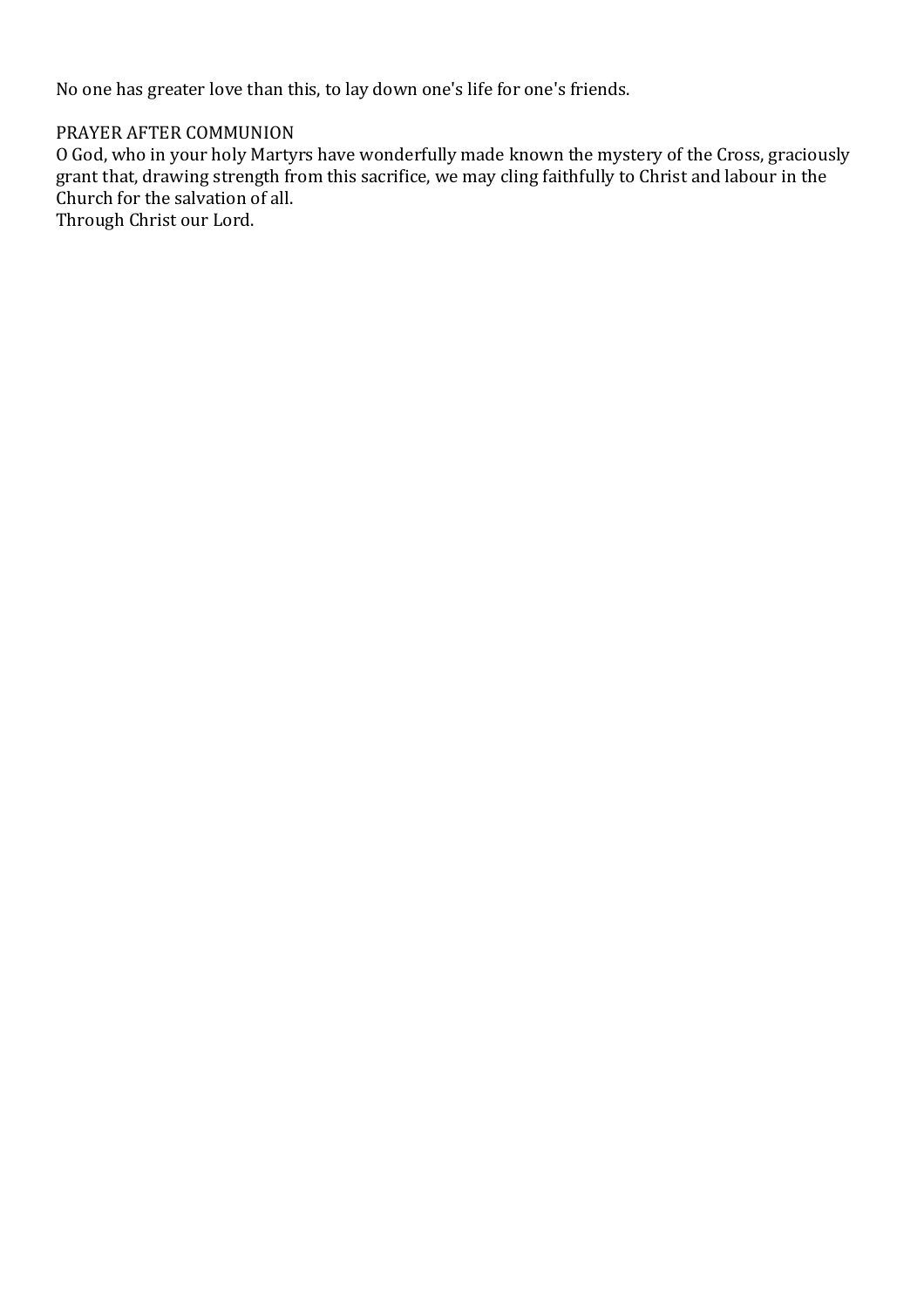No one has greater love than this, to lay down one's life for one's friends.

PRAYER AFTER COMMUNION

O God, who in your holy Martyrs have wonderfully made known the mystery of the Cross, graciously grant that, drawing strength from this sacrifice, we may cling faithfully to Christ and labour in the Church for the salvation of all.

Through Christ our Lord.